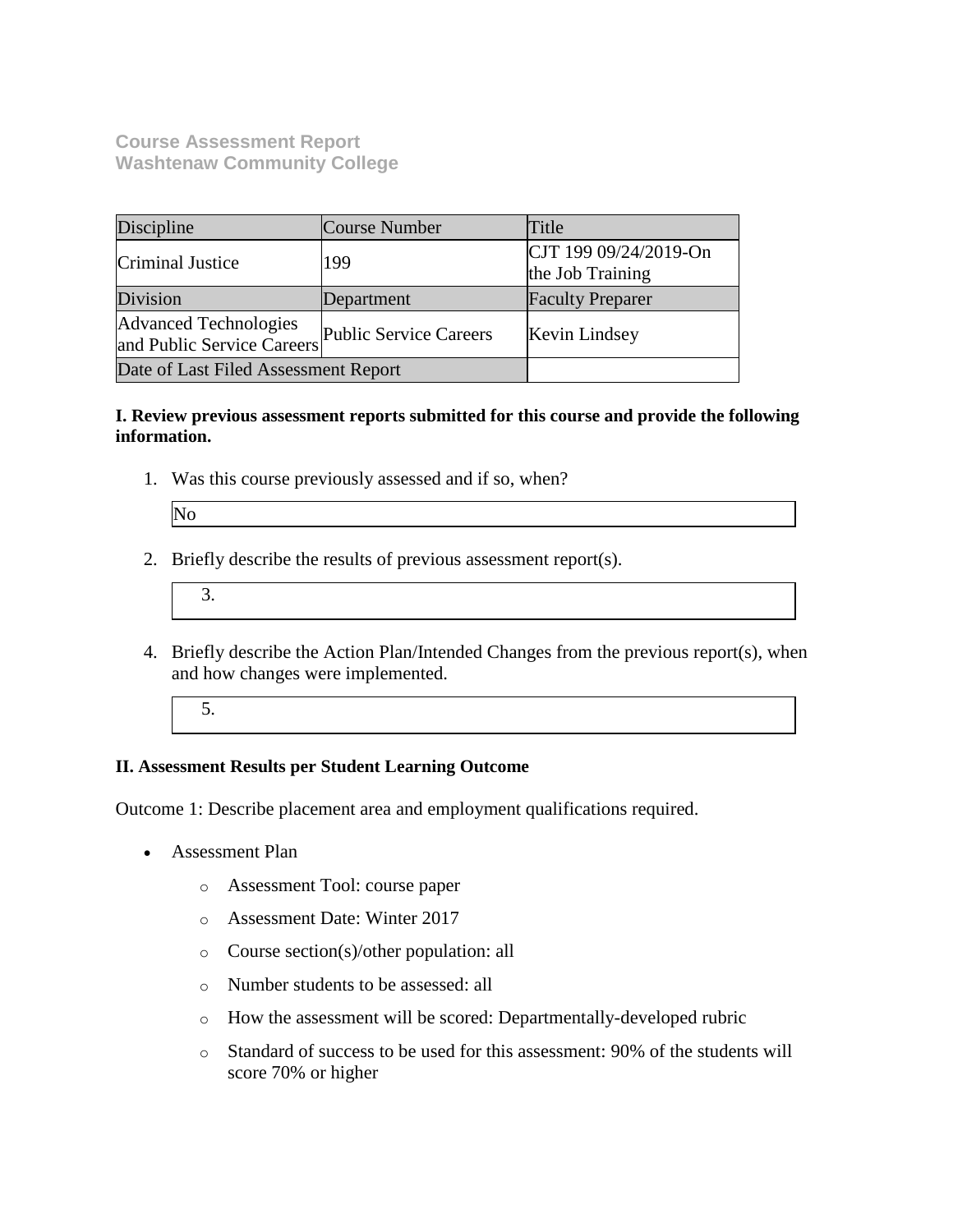**Course Assessment Report**
**Washtenaw Community College**

| Discipline | Course Number | Title |
|---|---|---|
| Criminal Justice | 199 | CJT 199 09/24/2019-On the Job Training |
| Division | Department | Faculty Preparer |
| Advanced Technologies and Public Service Careers | Public Service Careers | Kevin Lindsey |
| Date of Last Filed Assessment Report | | |

**I. Review previous assessment reports submitted for this course and provide the following information.**

1. Was this course previously assessed and if so, when?

   No

2. Briefly describe the results of previous assessment report(s).

   3.

4. Briefly describe the Action Plan/Intended Changes from the previous report(s), when and how changes were implemented.

   5.

**II. Assessment Results per Student Learning Outcome**

Outcome 1: Describe placement area and employment qualifications required.

- Assessment Plan
  - Assessment Tool: course paper
  - Assessment Date: Winter 2017
  - Course section(s)/other population: all
  - Number students to be assessed: all
  - How the assessment will be scored: Departmentally-developed rubric
  - Standard of success to be used for this assessment: 90% of the students will score 70% or higher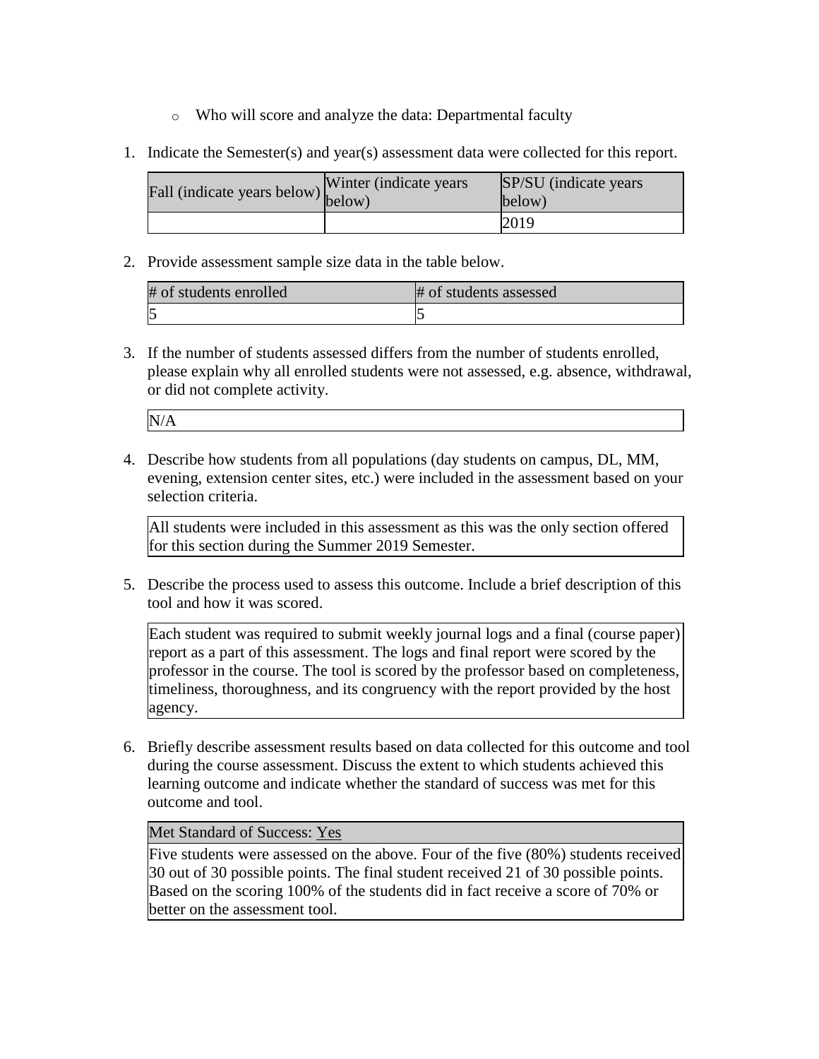- Who will score and analyze the data: Departmental faculty

1. Indicate the Semester(s) and year(s) assessment data were collected for this report.

| Fall (indicate years below) | Winter (indicate years below) | SP/SU (indicate years below) |
|---|---|---|
| | | 2019 |

2. Provide assessment sample size data in the table below.

| # of students enrolled | # of students assessed |
|---|---|
| 5 | 5 |

3. If the number of students assessed differs from the number of students enrolled, please explain why all enrolled students were not assessed, e.g. absence, withdrawal, or did not complete activity.

| N/A |
|---|

4. Describe how students from all populations (day students on campus, DL, MM, evening, extension center sites, etc.) were included in the assessment based on your selection criteria.

| All students were included in this assessment as this was the only section offered for this section during the Summer 2019 Semester. |
|---|

5. Describe the process used to assess this outcome. Include a brief description of this tool and how it was scored.

| Each student was required to submit weekly journal logs and a final (course paper) report as a part of this assessment. The logs and final report were scored by the professor in the course. The tool is scored by the professor based on completeness, timeliness, thoroughness, and its congruency with the report provided by the host agency. |
|---|

6. Briefly describe assessment results based on data collected for this outcome and tool during the course assessment. Discuss the extent to which students achieved this learning outcome and indicate whether the standard of success was met for this outcome and tool.

| Met Standard of Success: Yes |
|---|
| Five students were assessed on the above. Four of the five (80%) students received 30 out of 30 possible points. The final student received 21 of 30 possible points. Based on the scoring 100% of the students did in fact receive a score of 70% or better on the assessment tool. |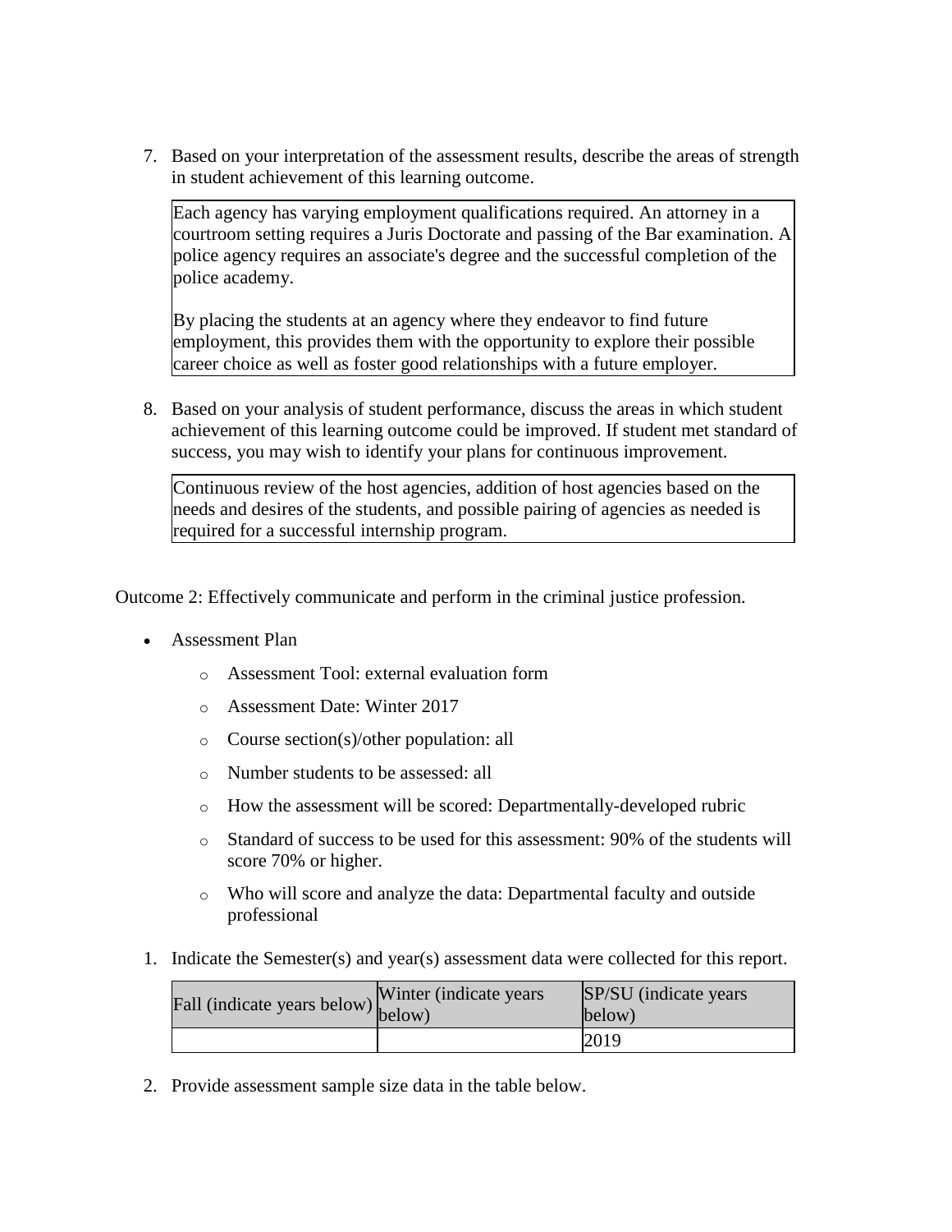7. Based on your interpretation of the assessment results, describe the areas of strength in student achievement of this learning outcome.

   Each agency has varying employment qualifications required. An attorney in a courtroom setting requires a Juris Doctorate and passing of the Bar examination. A police agency requires an associate's degree and the successful completion of the police academy.

   By placing the students at an agency where they endeavor to find future employment, this provides them with the opportunity to explore their possible career choice as well as foster good relationships with a future employer.

8. Based on your analysis of student performance, discuss the areas in which student achievement of this learning outcome could be improved. If student met standard of success, you may wish to identify your plans for continuous improvement.

   Continuous review of the host agencies, addition of host agencies based on the needs and desires of the students, and possible pairing of agencies as needed is required for a successful internship program.

Outcome 2: Effectively communicate and perform in the criminal justice profession.

- Assessment Plan
  - Assessment Tool: external evaluation form
  - Assessment Date: Winter 2017
  - Course section(s)/other population: all
  - Number students to be assessed: all
  - How the assessment will be scored: Departmentally-developed rubric
  - Standard of success to be used for this assessment: 90% of the students will score 70% or higher.
  - Who will score and analyze the data: Departmental faculty and outside professional

1. Indicate the Semester(s) and year(s) assessment data were collected for this report.

| Fall (indicate years below) | Winter (indicate years below) | SP/SU (indicate years below) |
|---|---|---|
| | | 2019 |

2. Provide assessment sample size data in the table below.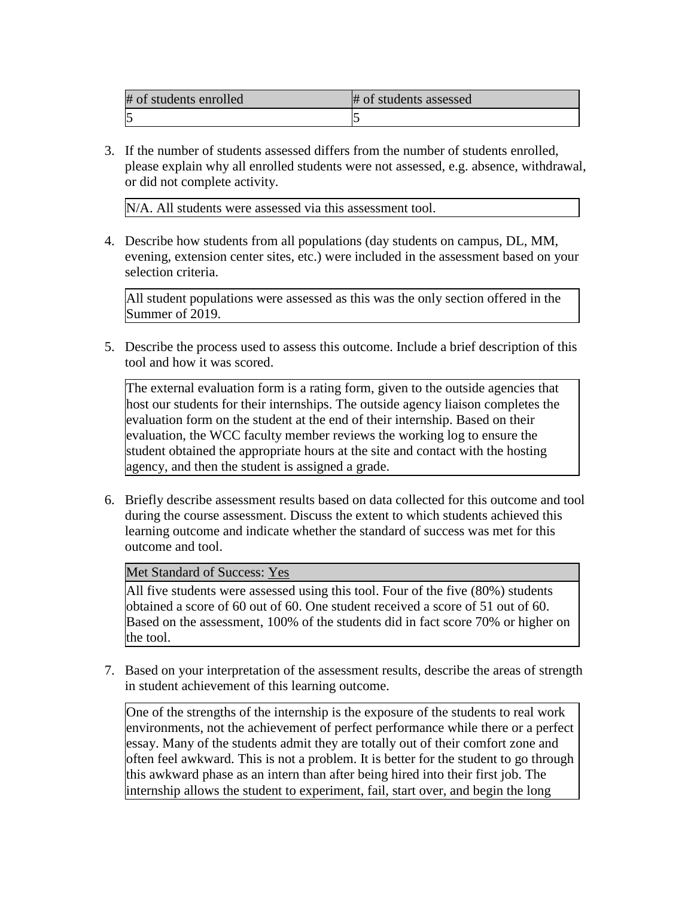| # of students enrolled | # of students assessed |
| --- | --- |
| 5 | 5 |

3. If the number of students assessed differs from the number of students enrolled, please explain why all enrolled students were not assessed, e.g. absence, withdrawal, or did not complete activity.

| N/A. All students were assessed via this assessment tool. |
| --- |

4. Describe how students from all populations (day students on campus, DL, MM, evening, extension center sites, etc.) were included in the assessment based on your selection criteria.

| All student populations were assessed as this was the only section offered in the Summer of 2019. |
| --- |

5. Describe the process used to assess this outcome. Include a brief description of this tool and how it was scored.

| The external evaluation form is a rating form, given to the outside agencies that host our students for their internships. The outside agency liaison completes the evaluation form on the student at the end of their internship. Based on their evaluation, the WCC faculty member reviews the working log to ensure the student obtained the appropriate hours at the site and contact with the hosting agency, and then the student is assigned a grade. |
| --- |

6. Briefly describe assessment results based on data collected for this outcome and tool during the course assessment. Discuss the extent to which students achieved this learning outcome and indicate whether the standard of success was met for this outcome and tool.

| Met Standard of Success: Yes |
| --- |
| All five students were assessed using this tool. Four of the five (80%) students obtained a score of 60 out of 60. One student received a score of 51 out of 60. Based on the assessment, 100% of the students did in fact score 70% or higher on the tool. |

7. Based on your interpretation of the assessment results, describe the areas of strength in student achievement of this learning outcome.

| One of the strengths of the internship is the exposure of the students to real work environments, not the achievement of perfect performance while there or a perfect essay. Many of the students admit they are totally out of their comfort zone and often feel awkward. This is not a problem. It is better for the student to go through this awkward phase as an intern than after being hired into their first job. The internship allows the student to experiment, fail, start over, and begin the long |
| --- |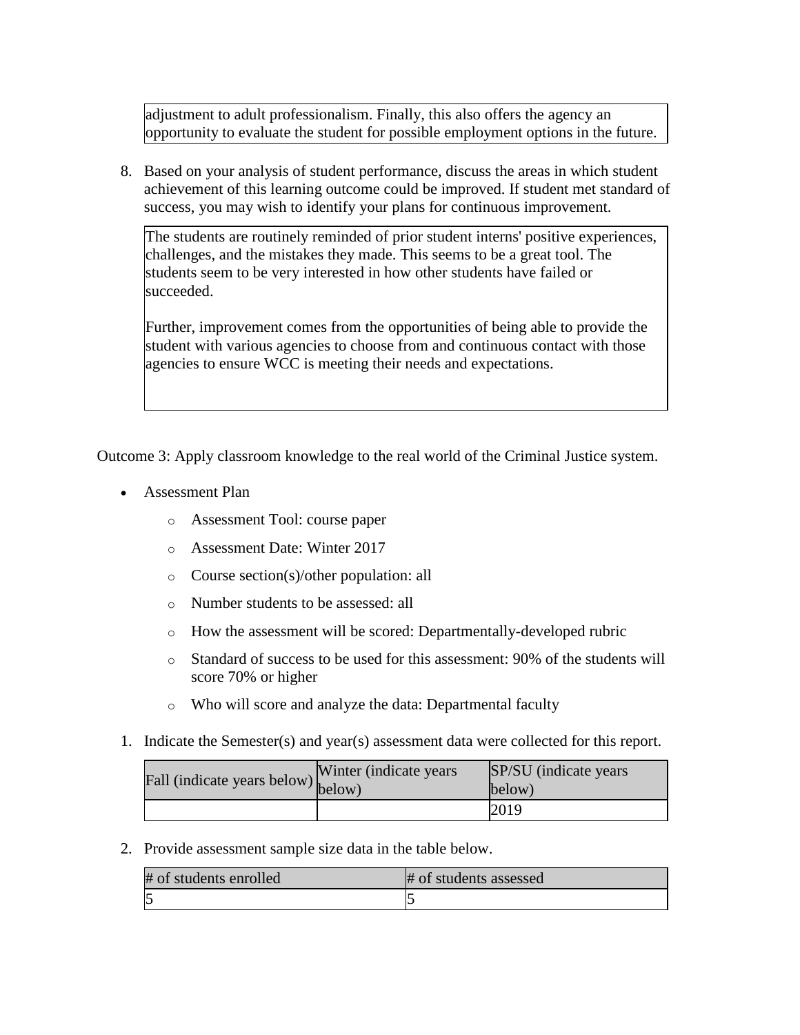adjustment to adult professionalism. Finally, this also offers the agency an opportunity to evaluate the student for possible employment options in the future.

8. Based on your analysis of student performance, discuss the areas in which student achievement of this learning outcome could be improved. If student met standard of success, you may wish to identify your plans for continuous improvement.

The students are routinely reminded of prior student interns' positive experiences, challenges, and the mistakes they made. This seems to be a great tool. The students seem to be very interested in how other students have failed or succeeded.

Further, improvement comes from the opportunities of being able to provide the student with various agencies to choose from and continuous contact with those agencies to ensure WCC is meeting their needs and expectations.

Outcome 3: Apply classroom knowledge to the real world of the Criminal Justice system.

- Assessment Plan
    - Assessment Tool: course paper
    - Assessment Date: Winter 2017
    - Course section(s)/other population: all
    - Number students to be assessed: all
    - How the assessment will be scored: Departmentally-developed rubric
    - Standard of success to be used for this assessment: 90% of the students will score 70% or higher
    - Who will score and analyze the data: Departmental faculty

1. Indicate the Semester(s) and year(s) assessment data were collected for this report.

| Fall (indicate years below) | Winter (indicate years below) | SP/SU (indicate years below) |
|---|---|---|
| | | 2019 |

2. Provide assessment sample size data in the table below.

| # of students enrolled | # of students assessed |
|---|---|
| 5 | 5 |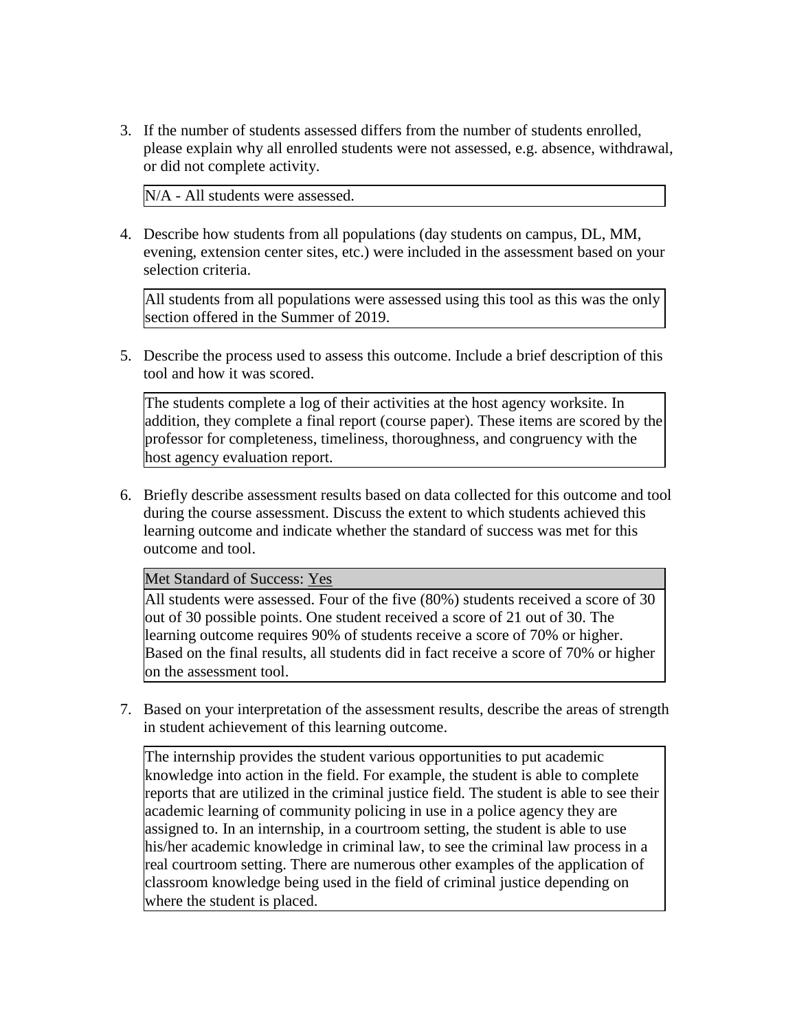3. If the number of students assessed differs from the number of students enrolled, please explain why all enrolled students were not assessed, e.g. absence, withdrawal, or did not complete activity.

| N/A - All students were assessed. |
|---|

4. Describe how students from all populations (day students on campus, DL, MM, evening, extension center sites, etc.) were included in the assessment based on your selection criteria.

| All students from all populations were assessed using this tool as this was the only section offered in the Summer of 2019. |
|---|

5. Describe the process used to assess this outcome. Include a brief description of this tool and how it was scored.

| The students complete a log of their activities at the host agency worksite. In addition, they complete a final report (course paper). These items are scored by the professor for completeness, timeliness, thoroughness, and congruency with the host agency evaluation report. |
|---|

6. Briefly describe assessment results based on data collected for this outcome and tool during the course assessment. Discuss the extent to which students achieved this learning outcome and indicate whether the standard of success was met for this outcome and tool.

| Met Standard of Success: Yes |
|---|
| All students were assessed. Four of the five (80%) students received a score of 30 out of 30 possible points. One student received a score of 21 out of 30. The learning outcome requires 90% of students receive a score of 70% or higher. Based on the final results, all students did in fact receive a score of 70% or higher on the assessment tool. |

7. Based on your interpretation of the assessment results, describe the areas of strength in student achievement of this learning outcome.

| The internship provides the student various opportunities to put academic knowledge into action in the field. For example, the student is able to complete reports that are utilized in the criminal justice field. The student is able to see their academic learning of community policing in use in a police agency they are assigned to. In an internship, in a courtroom setting, the student is able to use his/her academic knowledge in criminal law, to see the criminal law process in a real courtroom setting. There are numerous other examples of the application of classroom knowledge being used in the field of criminal justice depending on where the student is placed. |
|---|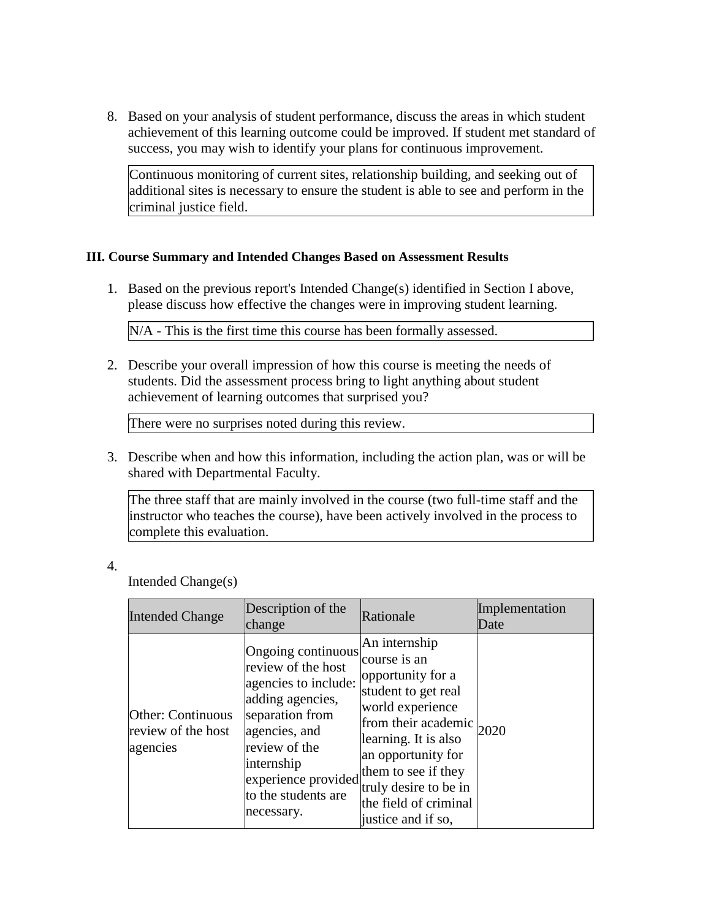8. Based on your analysis of student performance, discuss the areas in which student achievement of this learning outcome could be improved. If student met standard of success, you may wish to identify your plans for continuous improvement.

   Continuous monitoring of current sites, relationship building, and seeking out of additional sites is necessary to ensure the student is able to see and perform in the criminal justice field.

**III. Course Summary and Intended Changes Based on Assessment Results**

1. Based on the previous report's Intended Change(s) identified in Section I above, please discuss how effective the changes were in improving student learning.

   N/A - This is the first time this course has been formally assessed.

2. Describe your overall impression of how this course is meeting the needs of students. Did the assessment process bring to light anything about student achievement of learning outcomes that surprised you?

   There were no surprises noted during this review.

3. Describe when and how this information, including the action plan, was or will be shared with Departmental Faculty.

   The three staff that are mainly involved in the course (two full-time staff and the instructor who teaches the course), have been actively involved in the process to complete this evaluation.

4. Intended Change(s)

| Intended Change | Description of the change | Rationale | Implementation Date |
|---|---|---|---|
| Other: Continuous review of the host agencies | Ongoing continuous review of the host agencies to include: adding agencies, separation from agencies, and review of the internship experience provided to the students are necessary. | An internship course is an opportunity for a student to get real world experience from their academic learning. It is also an opportunity for them to see if they truly desire to be in the field of criminal justice and if so, | 2020 |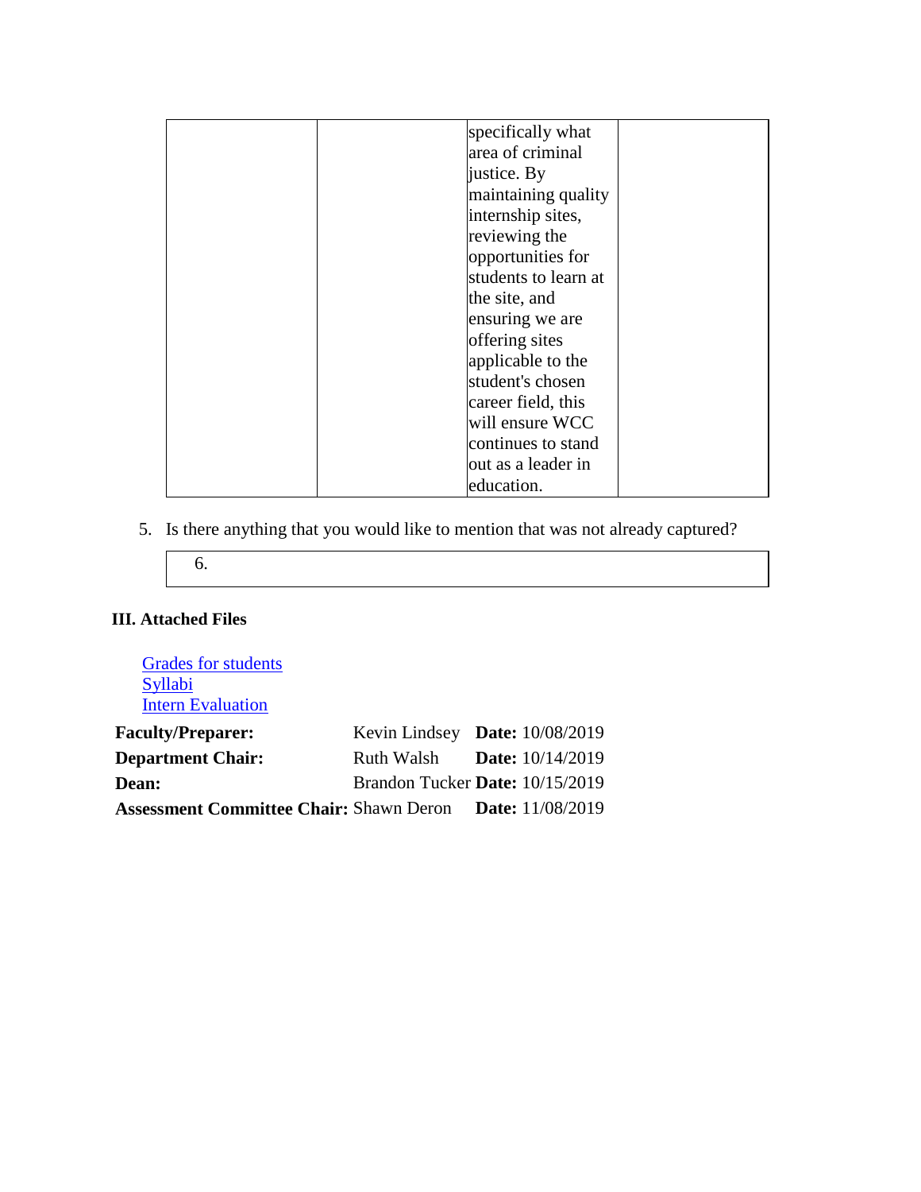| | | | |
|---|---|---|---|
| | | specifically what area of criminal justice. By maintaining quality internship sites, reviewing the opportunities for students to learn at the site, and ensuring we are offering sites applicable to the student's chosen career field, this will ensure WCC continues to stand out as a leader in education. | |

5. Is there anything that you would like to mention that was not already captured?

| |
|---|
| 6. |

### III. Attached Files

[Grades for students]
[Syllabi]
[Intern Evaluation]

| | | |
|---|---|---|
| **Faculty/Preparer:** | Kevin Lindsey | **Date:** 10/08/2019 |
| **Department Chair:** | Ruth Walsh | **Date:** 10/14/2019 |
| **Dean:** | Brandon Tucker | **Date:** 10/15/2019 |
| **Assessment Committee Chair:** | Shawn Deron | **Date:** 11/08/2019 |